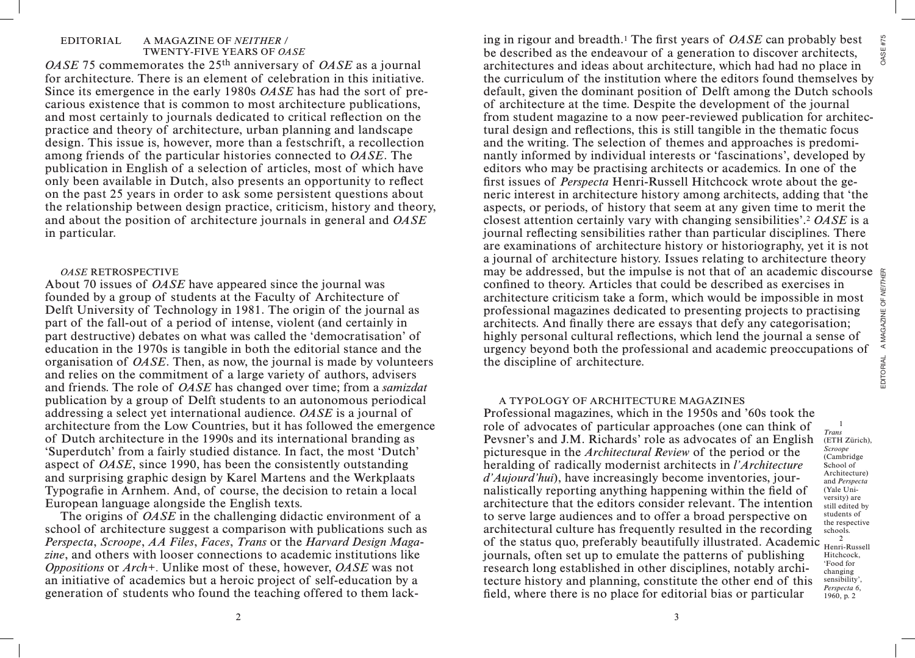## EDITORIAL A MAGAZINE OF *NEITHER* / TWENTY-FIVE YEARS OF *OASE*

*OASE* 75 commemorates the 25th anniversary of *OASE* as a journal for architecture. There is an element of celebration in this initiative. Since its emergence in the early 1980s *OASE* has had the sort of precarious existence that is common to most architecture publications, and most certainly to journals dedicated to critical reflection on the practice and theory of architecture, urban planning and landscape design. This issue is, however, more than a festschrift, a recollection among friends of the particular histories connected to *OASE*. The publication in English of a selection of articles, most of which have only been available in Dutch, also presents an opportunity to reflect on the past 25 years in order to ask some persistent questions about the relationship between design practice, criticism, history and theory, and about the position of architecture journals in general and *OASE* in particular.

### *OASE* RETROSPECTIVE

About 70 issues of *OASE* have appeared since the journal was founded by a group of students at the Faculty of Architecture of Delft University of Technology in 1981. The origin of the journal as part of the fall-out of a period of intense, violent (and certainly in part destructive) debates on what was called the 'democratisation' of education in the 1970s is tangible in both the editorial stance and the organisation of *OASE*. Then, as now, the journal is made by volunteers and relies on the commitment of a large variety of authors, advisers and friends. The role of *OASE* has changed over time; from a *samizdat* publication by a group of Delft students to an autonomous periodical addressing a select yet international audience. *OASE* is a journal of architecture from the Low Countries, but it has followed the emergence of Dutch architecture in the 1990s and its international branding as 'Superdutch' from a fairly studied distance. In fact, the most 'Dutch' aspect of *OASE*, since 1990, has been the consistently outstanding and surprising graphic design by Karel Martens and the Werkplaats Typografie in Arnhem. And, of course, the decision to retain a local European language alongside the English texts.

The origins of *OASE* in the challenging didactic environment of a school of architecture suggest a comparison with publications such as *Perspecta*, *Scroope*, *AA Files*, *Faces*, *Trans* or the *Harvard Design Magazine*, and others with looser connections to academic institutions like *Oppositions* or *Arch+*. Unlike most of these, however, *OASE* was not an initiative of academics but a heroic project of self-education by a generation of students who found the teaching offered to them lacking in rigour and breadth.[1] The first years of *OASE* can probably best be described as the endeavour of a generation to discover architects, architectures and ideas about architecture, which had had no place in the curriculum of the institution where the editors found themselves by default, given the dominant position of Delft among the Dutch schools of architecture at the time. Despite the development of the journal from student magazine to a now peer-reviewed publication for architectural design and reflections, this is still tangible in the thematic focus and the writing. The selection of themes and approaches is predominantly informed by individual interests or 'fascinations', developed by editors who may be practising architects or academics. In one of the first issues of *Perspecta* Henri-Russell Hitchcock wrote about the generic interest in architecture history among architects, adding that 'the aspects, or periods, of history that seem at any given time to merit the closest attention certainly vary with changing sensibilities'.[2] *OASE* is a journal reflecting sensibilities rather than particular disciplines. There are examinations of architecture history or historiography, yet it is not a journal of architecture history. Issues relating to architecture theory may be addressed, but the impulse is not that of an academic discourse confined to theory. Articles that could be described as exercises in architecture criticism take a form, which would be impossible in most professional magazines dedicated to presenting projects to practising architects. And finally there are essays that defy any categorisation; highly personal cultural reflections, which lend the journal a sense of urgency beyond both the professional and academic preoccupations of the discipline of architecture.

### A TYPOLOGY OF ARCHITECTURE MAGAZINES

Professional magazines, which in the 1950s and '60s took the role of advocates of particular approaches (one can think of Pevsner's and J.M. Richards' role as advocates of an English picturesque in the *Architectural Review* of the period or the heralding of radically modernist architects in *l'Architecture d'Aujourd'hui*), have increasingly become inventories, journalistically reporting anything happening within the field of architecture that the editors consider relevant. The intention to serve large audiences and to offer a broad perspective on architectural culture has frequently resulted in the recording of the status quo, preferably beautifully illustrated. Academic journals, often set up to emulate the patterns of publishing research long established in other disciplines, notably architecture history and planning, constitute the other end of this field, where there is no place for editorial bias or particular

1 *Trans* (ETH Zürich), *Scroope* (Cambridge School of Architecture) and *Perspecta* (Yale University) are still edited by students of the respective schools.

2 Henri-Russell Hitchcock, 'Food for changing sensibility', *Perspecta 6*, 1960, p. 2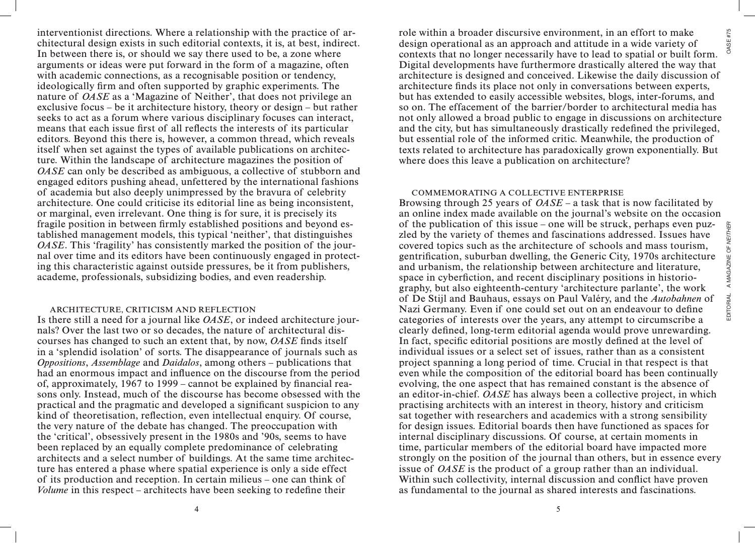interventionist directions. Where a relationship with the practice of architectural design exists in such editorial contexts, it is, at best, indirect. In between there is, or should we say there used to be, a zone where arguments or ideas were put forward in the form of a magazine, often with academic connections, as a recognisable position or tendency, ideologically firm and often supported by graphic experiments. The nature of *OASE* as a 'Magazine of Neither', that does not privilege an exclusive focus – be it architecture history, theory or design – but rather seeks to act as a forum where various disciplinary focuses can interact, means that each issue first of all reflects the interests of its particular editors. Beyond this there is, however, a common thread, which reveals itself when set against the types of available publications on architecture. Within the landscape of architecture magazines the position of *OASE* can only be described as ambiguous, a collective of stubborn and engaged editors pushing ahead, unfettered by the international fashions of academia but also deeply unimpressed by the bravura of celebrity architecture. One could criticise its editorial line as being inconsistent, or marginal, even irrelevant. One thing is for sure, it is precisely its fragile position in between firmly established positions and beyond established management models, this typical 'neither', that distinguishes *OASE*. This 'fragility' has consistently marked the position of the journal over time and its editors have been continuously engaged in protecting this characteristic against outside pressures, be it from publishers, academe, professionals, subsidizing bodies, and even readership.

## ARCHITECTURE, CRITICISM AND REFLECTION

Is there still a need for a journal like *OASE*, or indeed architecture journals? Over the last two or so decades, the nature of architectural discourses has changed to such an extent that, by now, *OASE* finds itself in a 'splendid isolation' of sorts. The disappearance of journals such as *Oppositions*, *Assemblage* and *Daidalos*, among others – publications that had an enormous impact and influence on the discourse from the period of, approximately, 1967 to 1999 – cannot be explained by financial reasons only. Instead, much of the discourse has become obsessed with the practical and the pragmatic and developed a significant suspicion to any kind of theoretisation, reflection, even intellectual enquiry. Of course, the very nature of the debate has changed. The preoccupation with the 'critical', obsessively present in the 1980s and '90s, seems to have been replaced by an equally complete predominance of celebrating architects and a select number of buildings. At the same time architecture has entered a phase where spatial experience is only a side effect of its production and reception. In certain milieus – one can think of *Volume* in this respect – architects have been seeking to redefine their role within a broader discursive environment, in an effort to make design operational as an approach and attitude in a wide variety of contexts that no longer necessarily have to lead to spatial or built form. Digital developments have furthermore drastically altered the way that architecture is designed and conceived. Likewise the daily discussion of architecture finds its place not only in conversations between experts, but has extended to easily accessible websites, blogs, inter-forums, and so on. The effacement of the barrier/border to architectural media has not only allowed a broad public to engage in discussions on architecture and the city, but has simultaneously drastically redefined the privileged, but essential role of the informed critic. Meanwhile, the production of texts related to architecture has paradoxically grown exponentially. But where does this leave a publication on architecture?

## COMMEMORATING A COLLECTIVE ENTERPRISE

Browsing through 25 years of *OASE* – a task that is now facilitated by an online index made available on the journal's website on the occasion of the publication of this issue – one will be struck, perhaps even puzzled by the variety of themes and fascinations addressed. Issues have covered topics such as the architecture of schools and mass tourism, gentrification, suburban dwelling, the Generic City, 1970s architecture and urbanism, the relationship between architecture and literature, space in cyberfiction, and recent disciplinary positions in historiography, but also eighteenth-century 'architecture parlante', the work of De Stijl and Bauhaus, essays on Paul Valéry, and the *Autobahnen* of Nazi Germany. Even if one could set out on an endeavour to define categories of interests over the years, any attempt to circumscribe a clearly defined, long-term editorial agenda would prove unrewarding. In fact, specific editorial positions are mostly defined at the level of individual issues or a select set of issues, rather than as a consistent project spanning a long period of time. Crucial in that respect is that even while the composition of the editorial board has been continually evolving, the one aspect that has remained constant is the absence of an editor-in-chief. *OASE* has always been a collective project, in which practising architects with an interest in theory, history and criticism sat together with researchers and academics with a strong sensibility for design issues. Editorial boards then have functioned as spaces for internal disciplinary discussions. Of course, at certain moments in time, particular members of the editorial board have impacted more strongly on the position of the journal than others, but in essence every issue of *OASE* is the product of a group rather than an individual. Within such collectivity, internal discussion and conflict have proven as fundamental to the journal as shared interests and fascinations.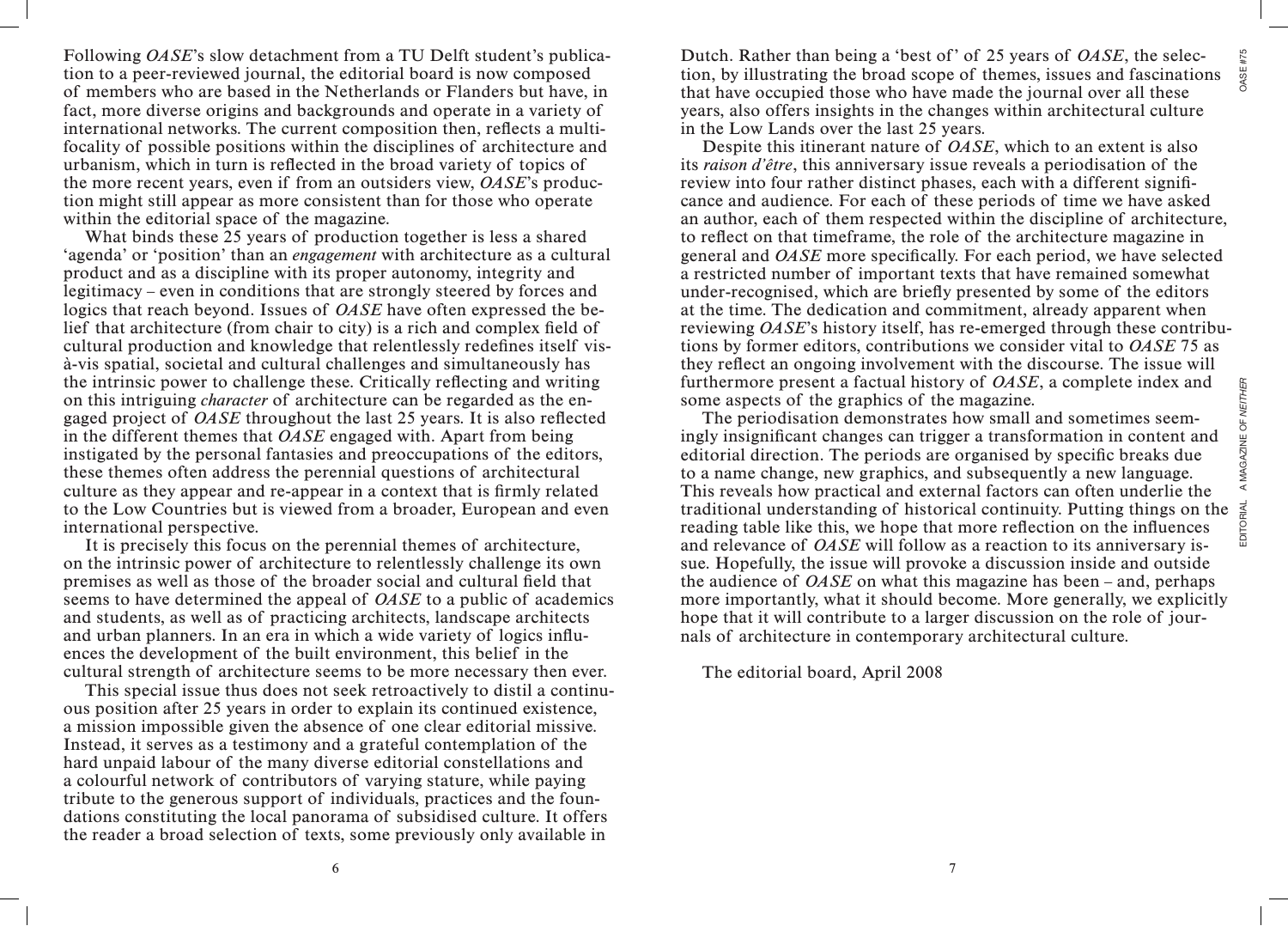Following *OASE*'s slow detachment from a TU Delft student's publication to a peer-reviewed journal, the editorial board is now composed of members who are based in the Netherlands or Flanders but have, in fact, more diverse origins and backgrounds and operate in a variety of international networks. The current composition then, reflects a multi-focality of possible positions within the disciplines of architecture and urbanism, which in turn is reflected in the broad variety of topics of the more recent years, even if from an outsiders view, *OASE*'s production might still appear as more consistent than for those who operate within the editorial space of the magazine.

What binds these 25 years of production together is less a shared 'agenda' or 'position' than an *engagement* with architecture as a cultural product and as a discipline with its proper autonomy, integrity and legitimacy – even in conditions that are strongly steered by forces and logics that reach beyond. Issues of *OASE* have often expressed the belief that architecture (from chair to city) is a rich and complex field of cultural production and knowledge that relentlessly redefines itself vis-à-vis spatial, societal and cultural challenges and simultaneously has the intrinsic power to challenge these. Critically reflecting and writing on this intriguing *character* of architecture can be regarded as the engaged project of *OASE* throughout the last 25 years. It is also reflected in the different themes that *OASE* engaged with. Apart from being instigated by the personal fantasies and preoccupations of the editors, these themes often address the perennial questions of architectural culture as they appear and re-appear in a context that is firmly related to the Low Countries but is viewed from a broader, European and even international perspective.

It is precisely this focus on the perennial themes of architecture, on the intrinsic power of architecture to relentlessly challenge its own premises as well as those of the broader social and cultural field that seems to have determined the appeal of *OASE* to a public of academics and students, as well as of practicing architects, landscape architects and urban planners. In an era in which a wide variety of logics influences the development of the built environment, this belief in the cultural strength of architecture seems to be more necessary then ever.

This special issue thus does not seek retroactively to distil a continuous position after 25 years in order to explain its continued existence, a mission impossible given the absence of one clear editorial missive. Instead, it serves as a testimony and a grateful contemplation of the hard unpaid labour of the many diverse editorial constellations and a colourful network of contributors of varying stature, while paying tribute to the generous support of individuals, practices and the foundations constituting the local panorama of subsidised culture. It offers the reader a broad selection of texts, some previously only available in Dutch. Rather than being a 'best of' of 25 years of *OASE*, the selection, by illustrating the broad scope of themes, issues and fascinations that have occupied those who have made the journal over all these years, also offers insights in the changes within architectural culture in the Low Lands over the last 25 years.

Despite this itinerant nature of *OASE*, which to an extent is also its *raison d'être*, this anniversary issue reveals a periodisation of the review into four rather distinct phases, each with a different significance and audience. For each of these periods of time we have asked an author, each of them respected within the discipline of architecture, to reflect on that timeframe, the role of the architecture magazine in general and *OASE* more specifically. For each period, we have selected a restricted number of important texts that have remained somewhat under-recognised, which are briefly presented by some of the editors at the time. The dedication and commitment, already apparent when reviewing *OASE*'s history itself, has re-emerged through these contributions by former editors, contributions we consider vital to *OASE* 75 as they reflect an ongoing involvement with the discourse. The issue will furthermore present a factual history of *OASE*, a complete index and some aspects of the graphics of the magazine.

The periodisation demonstrates how small and sometimes seemingly insignificant changes can trigger a transformation in content and editorial direction. The periods are organised by specific breaks due to a name change, new graphics, and subsequently a new language. This reveals how practical and external factors can often underlie the traditional understanding of historical continuity. Putting things on the reading table like this, we hope that more reflection on the influences and relevance of *OASE* will follow as a reaction to its anniversary issue. Hopefully, the issue will provoke a discussion inside and outside the audience of *OASE* on what this magazine has been – and, perhaps more importantly, what it should become. More generally, we explicitly hope that it will contribute to a larger discussion on the role of journals of architecture in contemporary architectural culture.

The editorial board, April 2008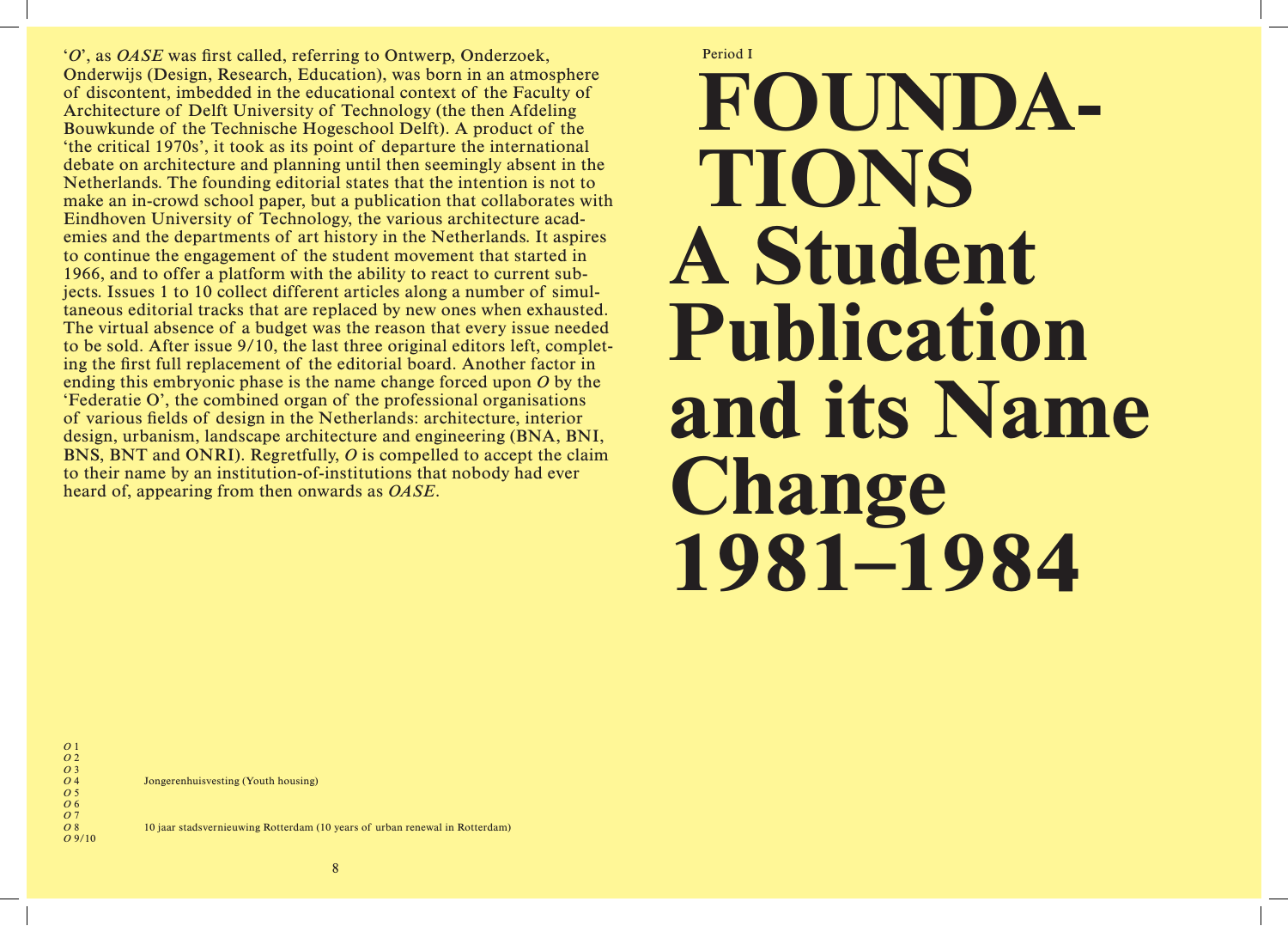Period I

# FOUNDATIONS A Student Publication and its Name Change 1981–1984

'*O*', as *OASE* was first called, referring to Ontwerp, Onderzoek, Onderwijs (Design, Research, Education), was born in an atmosphere of discontent, imbedded in the educational context of the Faculty of Architecture of Delft University of Technology (the then Afdeling Bouwkunde of the Technische Hogeschool Delft). A product of the 'the critical 1970s', it took as its point of departure the international debate on architecture and planning until then seemingly absent in the Netherlands. The founding editorial states that the intention is not to make an in-crowd school paper, but a publication that collaborates with Eindhoven University of Technology, the various architecture academies and the departments of art history in the Netherlands. It aspires to continue the engagement of the student movement that started in 1966, and to offer a platform with the ability to react to current subjects. Issues 1 to 10 collect different articles along a number of simultaneous editorial tracks that are replaced by new ones when exhausted. The virtual absence of a budget was the reason that every issue needed to be sold. After issue 9/10, the last three original editors left, completing the first full replacement of the editorial board. Another factor in ending this embryonic phase is the name change forced upon *O* by the 'Federatie O', the combined organ of the professional organisations of various fields of design in the Netherlands: architecture, interior design, urbanism, landscape architecture and engineering (BNA, BNI, BNS, BNT and ONRI). Regretfully, *O* is compelled to accept the claim to their name by an institution-of-institutions that nobody had ever heard of, appearing from then onwards as *OASE*.

*O* 1
*O* 2
*O* 3
*O* 4 Jongerenhuisvesting (Youth housing)
*O* 5
*O* 6
*O* 7
*O* 8 10 jaar stadsvernieuwing Rotterdam (10 years of urban renewal in Rotterdam)
*O* 9/10